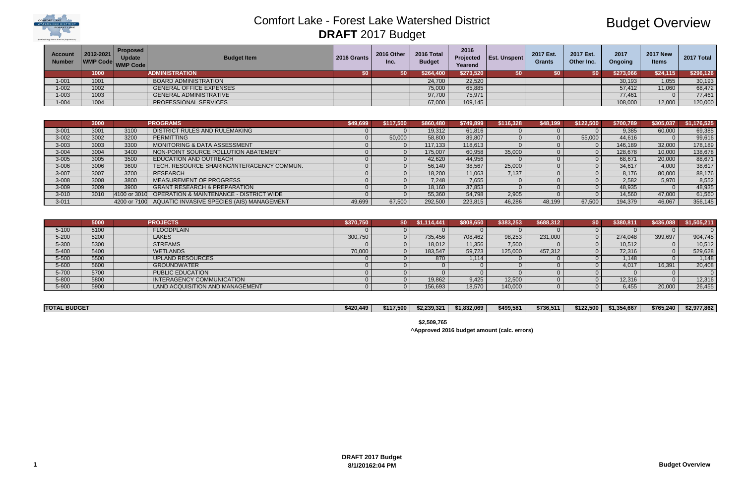# Comfort Lake - Forest Lake Watershed District

## DRAFT 2017 Budget

# Budget Overview

| Account Number | 2012-2021 WMP Code | Proposed Update WMP Code | Budget Item | 2016 Grants | 2016 Other Inc. | 2016 Total Budget | 2016 Projected Yearend | Est. Unspent | 2017 Est. Grants | 2017 Est. Other Inc. | 2017 Ongoing | 2017 New Items | 2017 Total |
|---|---|---|---|---|---|---|---|---|---|---|---|---|---|
| | 1000 | | ADMINISTRATION | $0 | $0 | $264,400 | $273,520 | $0 | $0 | $0 | $273,066 | $24,115 | $296,126 |
| 1-001 | 1001 | | BOARD ADMINISTRATION | | | 24,700 | 22,520 | | | | 30,193 | 1,055 | 30,193 |
| 1-002 | 1002 | | GENERAL OFFICE EXPENSES | | | 75,000 | 65,885 | | | | 57,412 | 11,060 | 68,472 |
| 1-003 | 1003 | | GENERAL ADMINISTRATIVE | | | 97,700 | 75,971 | | | | 77,461 | 0 | 77,461 |
| 1-004 | 1004 | | PROFESSIONAL SERVICES | | | 67,000 | 109,145 | | | | 108,000 | 12,000 | 120,000 |
| | 3000 | | PROGRAMS | $49,699 | $117,500 | $860,480 | $749,899 | $116,328 | $48,199 | $122,500 | $700,789 | $305,037 | $1,176,525 |
| 3-001 | 3001 | 3100 | DISTRICT RULES AND RULEMAKING | 0 | 0 | 19,312 | 61,816 | 0 | 0 | 0 | 9,385 | 60,000 | 69,385 |
| 3-002 | 3002 | 3200 | PERMITTING | 0 | 50,000 | 58,800 | 89,807 | 0 | 0 | 55,000 | 44,616 | 0 | 99,616 |
| 3-003 | 3003 | 3300 | MONITORING & DATA ASSESSMENT | 0 | 0 | 117,133 | 118,613 | 0 | 0 | 0 | 146,189 | 32,000 | 178,189 |
| 3-004 | 3004 | 3400 | NON-POINT SOURCE POLLUTION ABATEMENT | 0 | 0 | 175,007 | 60,958 | 35,000 | 0 | 0 | 128,678 | 10,000 | 138,678 |
| 3-005 | 3005 | 3500 | EDUCATION AND OUTREACH | 0 | 0 | 42,620 | 44,956 | 0 | 0 | 0 | 68,671 | 20,000 | 88,671 |
| 3-006 | 3006 | 3600 | TECH. RESOURCE SHARING/INTERAGENCY COMMUN. | 0 | 0 | 56,140 | 38,567 | 25,000 | 0 | 0 | 34,617 | 4,000 | 38,617 |
| 3-007 | 3007 | 3700 | RESEARCH | 0 | 0 | 18,200 | 11,063 | 7,137 | 0 | 0 | 8,176 | 80,000 | 88,176 |
| 3-008 | 3008 | 3800 | MEASUREMENT OF PROGRESS | 0 | 0 | 7,248 | 7,655 | 0 | 0 | 0 | 2,582 | 5,970 | 8,552 |
| 3-009 | 3009 | 3900 | GRANT RESEARCH & PREPARATION | 0 | 0 | 18,160 | 37,853 | 0 | 0 | 0 | 48,935 | 0 | 48,935 |
| 3-010 | 3010 | 4100 or 3010 | OPERATION & MAINTENANCE - DISTRICT WIDE | 0 | 0 | 55,360 | 54,798 | 2,905 | 0 | 0 | 14,560 | 47,000 | 61,560 |
| 3-011 | | 4200 or 7100 | AQUATIC INVASIVE SPECIES (AIS) MANAGEMENT | 49,699 | 67,500 | 292,500 | 223,815 | 46,286 | 48,199 | 67,500 | 194,379 | 46,067 | 356,145 |
| | 5000 | | PROJECTS | $370,750 | $0 | $1,114,441 | $808,650 | $383,253 | $688,312 | $0 | $380,811 | $436,088 | $1,505,211 |
| 5-100 | 5100 | | FLOODPLAIN | 0 | 0 | 0 | 0 | 0 | 0 | 0 | 0 | 0 | 0 |
| 5-200 | 5200 | | LAKES | 300,750 | 0 | 735,456 | 708,462 | 98,253 | 231,000 | 0 | 274,048 | 399,697 | 904,745 |
| 5-300 | 5300 | | STREAMS | 0 | 0 | 18,012 | 11,356 | 7,500 | 0 | 0 | 10,512 | 0 | 10,512 |
| 5-400 | 5400 | | WETLANDS | 70,000 | 0 | 183,547 | 59,723 | 125,000 | 457,312 | 0 | 72,316 | 0 | 529,628 |
| 5-500 | 5500 | | UPLAND RESOURCES | 0 | 0 | 870 | 1,114 | 0 | 0 | 0 | 1,148 | 0 | 1,148 |
| 5-600 | 5600 | | GROUNDWATER | 0 | 0 | 0 | 0 | 0 | 0 | 0 | 4,017 | 16,391 | 20,408 |
| 5-700 | 5700 | | PUBLIC EDUCATION | 0 | 0 | 0 | 0 | 0 | 0 | 0 | 0 | 0 | 0 |
| 5-800 | 5800 | | INTERAGENCY COMMUNICATION | 0 | 0 | 19,862 | 9,425 | 12,500 | 0 | 0 | 12,316 | 0 | 12,316 |
| 5-900 | 5900 | | LAND ACQUISITION AND MANAGEMENT | 0 | 0 | 156,693 | 18,570 | 140,000 | 0 | 0 | 6,455 | 20,000 | 26,455 |
| TOTAL BUDGET | | | | $420,449 | $117,500 | $2,239,321 | $1,832,069 | $499,581 | $736,511 | $122,500 | $1,354,667 | $765,240 | $2,977,862 |

$2,509,765
^Approved 2016 budget amount (calc. errors)

DRAFT 2017 Budget
8/1/20162:04 PM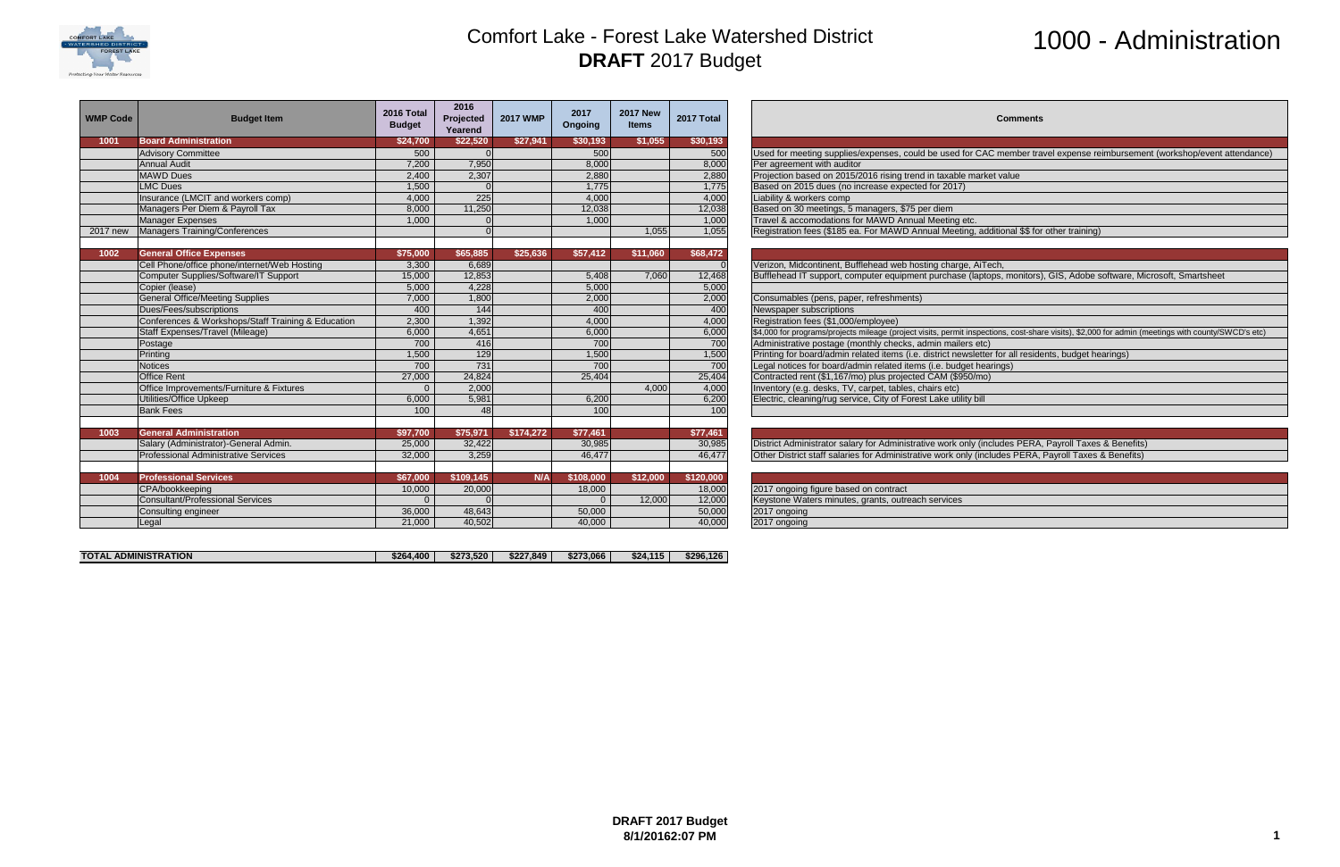# Comfort Lake - Forest Lake Watershed District

## **DRAFT** 2017 Budget

# 1000 - Administration

| WMP Code | Budget Item | 2016 Total Budget | 2016 Projected Yearend | 2017 WMP | 2017 Ongoing | 2017 New Items | 2017 Total | Comments |
|---|---|---|---|---|---|---|---|---|
| **1001** | **Board Administration** | **$24,700** | **$22,520** | **$27,941** | **$30,193** | **$1,055** | **$30,193** | |
| | Advisory Committee | 500 | 0 | | 500 | | 500 | Used for meeting supplies/expenses, could be used for CAC member travel expense reimbursement (workshop/event attendance) |
| | Annual Audit | 7,200 | 7,950 | | 8,000 | | 8,000 | Per agreement with auditor |
| | MAWD Dues | 2,400 | 2,307 | | 2,880 | | 2,880 | Projection based on 2015/2016 rising trend in taxable market value |
| | LMC Dues | 1,500 | 0 | | 1,775 | | 1,775 | Based on 2015 dues (no increase expected for 2017) |
| | Insurance (LMCIT and workers comp) | 4,000 | 225 | | 4,000 | | 4,000 | Liability & workers comp |
| | Managers Per Diem & Payroll Tax | 8,000 | 11,250 | | 12,038 | | 12,038 | Based on 30 meetings, 5 managers, $75 per diem |
| | Manager Expenses | 1,000 | 0 | | 1,000 | | 1,000 | Travel & accomodations for MAWD Annual Meeting etc. |
| 2017 new | Managers Training/Conferences | | 0 | | | 1,055 | 1,055 | Registration fees ($185 ea. For MAWD Annual Meeting, additional $$ for other training) |
| **1002** | **General Office Expenses** | **$75,000** | **$65,885** | **$25,636** | **$57,412** | **$11,060** | **$68,472** | |
| | Cell Phone/office phone/internet/Web Hosting | 3,300 | 6,689 | | | | 0 | Verizon, Midcontinent, Bufflehead web hosting charge, AiTech, |
| | Computer Supplies/Software/IT Support | 15,000 | 12,853 | | 5,408 | 7,060 | 12,468 | Bufflehead IT support, computer equipment purchase (laptops, monitors), GIS, Adobe software, Microsoft, Smartsheet |
| | Copier (lease) | 5,000 | 4,228 | | 5,000 | | 5,000 | |
| | General Office/Meeting Supplies | 7,000 | 1,800 | | 2,000 | | 2,000 | Consumables (pens, paper, refreshments) |
| | Dues/Fees/subscriptions | 400 | 144 | | 400 | | 400 | Newspaper subscriptions |
| | Conferences & Workshops/Staff Training & Education | 2,300 | 1,392 | | 4,000 | | 4,000 | Registration fees ($1,000/employee) |
| | Staff Expenses/Travel (Mileage) | 6,000 | 4,651 | | 6,000 | | 6,000 | $4,000 for programs/projects mileage (project visits, permit inspections, cost-share visits), $2,000 for admin (meetings with county/SWCD's etc) |
| | Postage | 700 | 416 | | 700 | | 700 | Administrative postage (monthly checks, admin mailers etc) |
| | Printing | 1,500 | 129 | | 1,500 | | 1,500 | Printing for board/admin related items (i.e. district newsletter for all residents, budget hearings) |
| | Notices | 700 | 731 | | 700 | | 700 | Legal notices for board/admin related items (i.e. budget hearings) |
| | Office Rent | 27,000 | 24,824 | | 25,404 | | 25,404 | Contracted rent ($1,167/mo) plus projected CAM ($950/mo) |
| | Office Improvements/Furniture & Fixtures | 0 | 2,000 | | | 4,000 | 4,000 | Inventory (e.g. desks, TV, carpet, tables, chairs etc) |
| | Utilities/Office Upkeep | 6,000 | 5,981 | | 6,200 | | 6,200 | Electric, cleaning/rug service, City of Forest Lake utility bill |
| | Bank Fees | 100 | 48 | | 100 | | 100 | |
| **1003** | **General Administration** | **$97,700** | **$75,971** | **$174,272** | **$77,461** | | **$77,461** | |
| | Salary (Administrator)-General Admin. | 25,000 | 32,422 | | 30,985 | | 30,985 | District Administrator salary for Administrative work only (includes PERA, Payroll Taxes & Benefits) |
| | Professional Administrative Services | 32,000 | 3,259 | | 46,477 | | 46,477 | Other District staff salaries for Administrative work only (includes PERA, Payroll Taxes & Benefits) |
| **1004** | **Professional Services** | **$67,000** | **$109,145** | **N/A** | **$108,000** | **$12,000** | **$120,000** | |
| | CPA/bookkeeping | 10,000 | 20,000 | | 18,000 | | 18,000 | 2017 ongoing figure based on contract |
| | Consultant/Professional Services | 0 | 0 | | 0 | 12,000 | 12,000 | Keystone Waters minutes, grants, outreach services |
| | Consulting engineer | 36,000 | 48,643 | | 50,000 | | 50,000 | 2017 ongoing |
| | Legal | 21,000 | 40,502 | | 40,000 | | 40,000 | 2017 ongoing |
| **TOTAL ADMINISTRATION** | | **$264,400** | **$273,520** | **$227,849** | **$273,066** | **$24,115** | **$296,126** | |

**DRAFT 2017 Budget**
**8/1/20162:07 PM**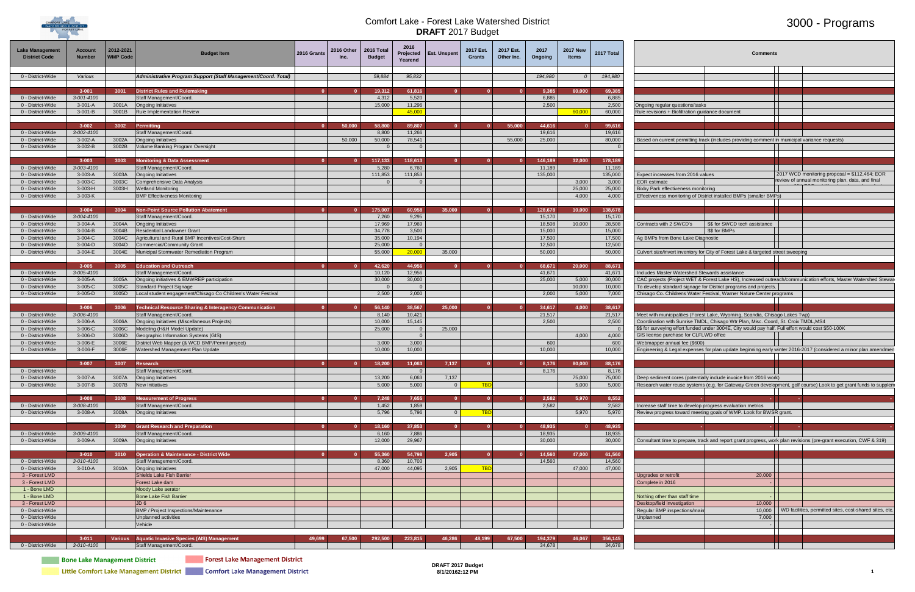# Comfort Lake - Forest Lake Watershed District
## DRAFT 2017 Budget

# 3000 - Programs

| Lake Management District Code | Account Number | 2012-2021 WMP Code | Budget Item | 2016 Grants | 2016 Other Inc. | 2016 Total Budget | 2016 Projected Yearend | Est. Unspent | 2017 Est. Grants | 2017 Est. Other Inc. | 2017 Ongoing | 2017 New Items | 2017 Total | Comments | | | |
|---|---|---|---|---|---|---|---|---|---|---|---|---|---|---|---|---|---|
| 0 - District-Wide | Various | | Administrative Program Support (Staff Management/Coord. Total) | | | 59,884 | 95,832 | | | | 194,980 | 0 | 194,980 | | | | |
| | 3-001 | 3001 | District Rules and Rulemaking | 0 | 0 | 19,312 | 61,816 | 0 | 0 | 0 | 9,385 | 60,000 | 69,385 | | | | |
| 0 - District-Wide | 3-001-4100 | | Staff Management/Coord. | | | 4,312 | 5,520 | | | | 6,885 | | 6,885 | | | | |
| 0 - District-Wide | 3-001-A | 3001A | Ongoing Initiatives | | | 15,000 | 11,296 | | | | 2,500 | | 2,500 | Ongoing regular questions/tasks | | | |
| 0 - District-Wide | 3-001-B | 3001B | Rule Implementation Review | | | | 45,000 | | | | | 60,000 | 60,000 | Rule revisions + Biofiltration guidance document | | | |
| | 3-002 | 3002 | Permitting | 0 | 50,000 | 58,800 | 89,807 | 0 | 0 | 55,000 | 44,616 | 0 | 99,616 | | | | |
| 0 - District-Wide | 3-002-4100 | | Staff Management/Coord. | | | 8,800 | 11,266 | | | | 19,616 | | 19,616 | | | | |
| 0 - District-Wide | 3-002-A | 3002A | Ongoing Initiatives | | 50,000 | 50,000 | 78,541 | | | 55,000 | 25,000 | | 80,000 | Based on current permitting track (includes providing comment in municipal variance requests) | | | |
| 0 - District-Wide | 3-002-B | 3002B | Volume Banking Program Oversight | | | 0 | 0 | | | | | | 0 | | | | |
| | 3-003 | 3003 | Monitoring & Data Assessment | 0 | 0 | 117,133 | 118,613 | 0 | 0 | 0 | 146,189 | 32,000 | 178,189 | | | | |
| 0 - District-Wide | 3-003-4100 | | Staff Management/Coord. | | | 5,280 | 6,760 | | | | 11,189 | | 11,189 | | | | |
| 0 - District-Wide | 3-003-A | 3003A | Ongoing Initiatives | | | 111,853 | 111,853 | | | | 135,000 | | 135,000 | Expect increases from 2016 values | | | 2017 WCD monitoring proposal = $112,464; EOR review of annual monitoring plan, data, and final |
| 0 - District-Wide | 3-003-C | 3003C | Comprehensive Data Analysis | | | 0 | 0 | | | | | 3,000 | 3,000 | EOR estimate | | | |
| 0 - District-Wide | 3-003-H | 3003H | Wetland Monitoring | | | | | | | | | 25,000 | 25,000 | Bixby Park effectiveness monitoring | | | |
| 0 - District-Wide | 3-003-K | | BMP Effectiveness Monitoring | | | | | | | | | 4,000 | 4,000 | Effectiveness monitoring of District installed BMPs (smaller BMPs) | | | |
| | 3-004 | 3004 | Non-Point Source Pollution Abatement | 0 | 0 | 175,007 | 60,958 | 35,000 | 0 | 0 | 128,678 | 10,000 | 138,678 | | | | |
| 0 - District-Wide | 3-004-4100 | | Staff Management/Coord. | | | 7,260 | 9,295 | | | | 15,170 | | 15,170 | | | | |
| 0 - District-Wide | 3-004-A | 3004A | Ongoing Initiatives | | | 17,969 | 17,969 | | | | 18,508 | 10,000 | 28,508 | Contracts with 2 SWCD's | $$ for SWCD tech assistance | | |
| 0 - District-Wide | 3-004-B | 3004B | Residential Landowner Grant | | | 34,778 | 3,500 | | | | 15,000 | | 15,000 | | $$ for BMPs | | |
| 0 - District-Wide | 3-004-C | 3004C | Agricultural and Rural BMP Incentives/Cost-Share | | | 35,000 | 10,194 | | | | 17,500 | | 17,500 | Ag BMPs from Bone Lake Diagnostic | | | |
| 0 - District-Wide | 3-004-D | 3004D | Commercial/Community Grant | | | 25,000 | 0 | | | | 12,500 | | 12,500 | | | | |
| 0 - District-Wide | 3-004-E | 3004E | Municipal Stormwater Remediation Program | | | 55,000 | 20,000 | 35,000 | | | 50,000 | | 50,000 | Culvert size/invert inventory for City of Forest Lake & targeted street sweeping | | | |
| | 3-005 | 3005 | Education and Outreach | 0 | 0 | 42,620 | 44,956 | 0 | 0 | 0 | 68,671 | 20,000 | 88,671 | | | | |
| 0 - District-Wide | 3-005-4100 | | Staff Management/Coord. | | | 10,120 | 12,956 | | | | 41,671 | | 41,671 | Includes Master Watershed Stewards assistance | | | |
| 0 - District-Wide | 3-005-A | 3005A | Ongoing initiatives & EMWREP participation | | | 30,000 | 30,000 | | | | 25,000 | 5,000 | 30,000 | CAC projects (Project WET & Forest Lake HS), Increased outreach/communication efforts, Master Watershed Stewar | | | |
| 0 - District-Wide | 3-005-C | 3005C | Standard Project Signage | | | 0 | 0 | | | | | 10,000 | 10,000 | To develop standard signage for District programs and projects. | | | |
| 0 - District-Wide | 3-005-D | 3005D | Local student engagement/Chisago Co Children's Water Festival | | | 2,500 | 2,000 | | | | 2,000 | 5,000 | 7,000 | Chisago Co. Childrens Water Festival, Warner Nature Center programs | | | |
| | 3-006 | 3006 | Technical Resource Sharing & Interagency Communication | 0 | 0 | 56,140 | 38,567 | 25,000 | 0 | 0 | 34,617 | 4,000 | 38,617 | | | | |
| 0 - District-Wide | 3-006-4100 | | Staff Management/Coord. | | | 8,140 | 10,421 | | | | 21,517 | | 21,517 | Meet with municipalities (Forest Lake, Wyoming, Scandia, Chisago Lakes Twp) | | | |
| 0 - District-Wide | 3-006-A | 3006A | Ongoing Initiatives (Miscellaneous Projects) | | | 10,000 | 15,145 | | | | 2,500 | | 2,500 | Coordination with Sunrise TMDL, Chisago Wtr Plan, Misc. Coord, St. Croix TMDL,MS4 | | | |
| 0 - District-Wide | 3-006-C | 3006C | Modeling (H&H Model Update) | | | 25,000 | 0 | 25,000 | | | | | 0 | $$ for surveying effort funded under 3004E, City would pay half. Full effort would cost $50-100K | | | |
| 0 - District-Wide | 3-006-D | 3006D | Geographic Information Systems (GIS) | | | | 0 | | | | | 4,000 | 4,000 | GIS license purchase for CLFLWD office | | | |
| 0 - District-Wide | 3-006-E | 3006E | District Web Manager (& WCD BMP/Permit project) | | | 3,000 | 3,000 | | | | 600 | | 600 | Webmapper annual fee ($600) | | | |
| 0 - District-Wide | 3-006-F | 3006F | Watershed Management Plan Update | | | 10,000 | 10,000 | | | | 10,000 | | 10,000 | Engineering & Legal expenses for plan update beginning early winter 2016-2017 (considered a minor plan amendmen | | | |
| | 3-007 | 3007 | Research | 0 | 0 | 18,200 | 11,063 | 7,137 | 0 | 0 | 8,176 | 80,000 | 88,176 | | | | |
| 0 - District-Wide | | | Staff Management/Coord. | | | | 0 | | | | 8,176 | | 8,176 | | | | |
| 0 - District-Wide | 3-007-A | 3007A | Ongoing Initiatives | | | 13,200 | 6,063 | 7,137 | | | | 75,000 | 75,000 | Deep sediment cores (potentially include invoice from 2016 work) | | | |
| 0 - District-Wide | 3-007-B | 3007B | New Initiatives | | | 5,000 | 5,000 | 0 | TBD | | | 5,000 | 5,000 | Research water reuse systems (e.g. for Gateway Green development, golf course) Look to get grant funds to supplem | | | |
| | 3-008 | 3008 | Measurement of Progress | 0 | 0 | 7,248 | 7,655 | 0 | 0 | 0 | 2,582 | 5,970 | 8,552 | - | - | - | - |
| 0 - District-Wide | 3-008-4100 | | Staff Management/Coord. | | | 1,452 | 1,859 | | | | 2,582 | | 2,582 | Increase staff time to develop progress evaluation metrics | | | |
| 0 - District-Wide | 3-008-A | 3008A | Ongoing Initiatives | | | 5,796 | 5,796 | 0 | TBD | | | 5,970 | 5,970 | Review progress toward meeting goals of WMP. Look for BWSR grant. | | | |
| | | 3009 | Grant Research and Preparation | 0 | 0 | 18,160 | 37,853 | 0 | 0 | 0 | 48,935 | 0 | 48,935 | - | - | - | - |
| 0 - District-Wide | 3-009-4100 | | Staff Management/Coord. | | | 6,160 | 7,886 | | | | 18,935 | | 18,935 | | | | |
| 0 - District-Wide | 3-009-A | 3009A | Ongoing Initiatives | | | 12,000 | 29,967 | | | | 30,000 | | 30,000 | Consultant time to prepare, track and report grant progress, work plan revisions (pre-grant execution, CWF & 319) | | | |
| | 3-010 | 3010 | Operation & Maintenance - District Wide | 0 | 0 | 55,360 | 54,798 | 2,905 | 0 | 0 | 14,560 | 47,000 | 61,560 | | | | |
| 0 - District-Wide | 3-010-4100 | | Staff Management/Coord. | | | 8,360 | 10,703 | | | | 14,560 | | 14,560 | | | | |
| 0 - District-Wide | 3-010-A | 3010A | Ongoing Initiatives | | | 47,000 | 44,095 | 2,905 | TBD | | | 47,000 | 47,000 | | | | |
| 3 - Forest LMD | | | Shields Lake Fish Barrier | | | | | | | | | | | Upgrades or retrofit | 20,000 | | |
| 3 - Forest LMD | | | Forest Lake dam | | | | | | | | | | | Complete in 2016 | - | | |
| 1 - Bone LMD | | | Moody Lake aerator | | | | | | | | | | | | | | |
| 1 - Bone LMD | | | Bone Lake Fish Barrier | | | | | | | | | | | Nothing other than staff time | - | | |
| 3 - Forest LMD | | | JD 6 | | | | | | | | | | | Desktop/field investigation | 10,000 | | |
| 0 - District-Wide | | | BMP / Project Inspections/Maintenance | | | | | | | | | | | Regular BMP inspections/main | 10,000 | | WD facilities, permitted sites, cost-shared sites, etc. |
| 0 - District-Wide | | | Unplanned activities | | | | | | | | | | | Unplanned | 7,000 | | |
| 0 - District-Wide | | | Vehicle | | | | | | | | | | | | - | | |
| | 3-011 | Various | Aquatic Invasive Species (AIS) Management | 49,699 | 67,500 | 292,500 | 223,815 | 46,286 | 48,199 | 67,500 | 194,379 | 46,067 | 356,145 | | | | |
| 0 - District-Wide | 3-010-4100 | | Staff Management/Coord. | | | | | | | | 34,678 | | 34,678 | | | | |

Bone Lake Management District | Forest Lake Management District | Little Comfort Lake Management District | Comfort Lake Management District

DRAFT 2017 Budget
8/1/20162:12 PM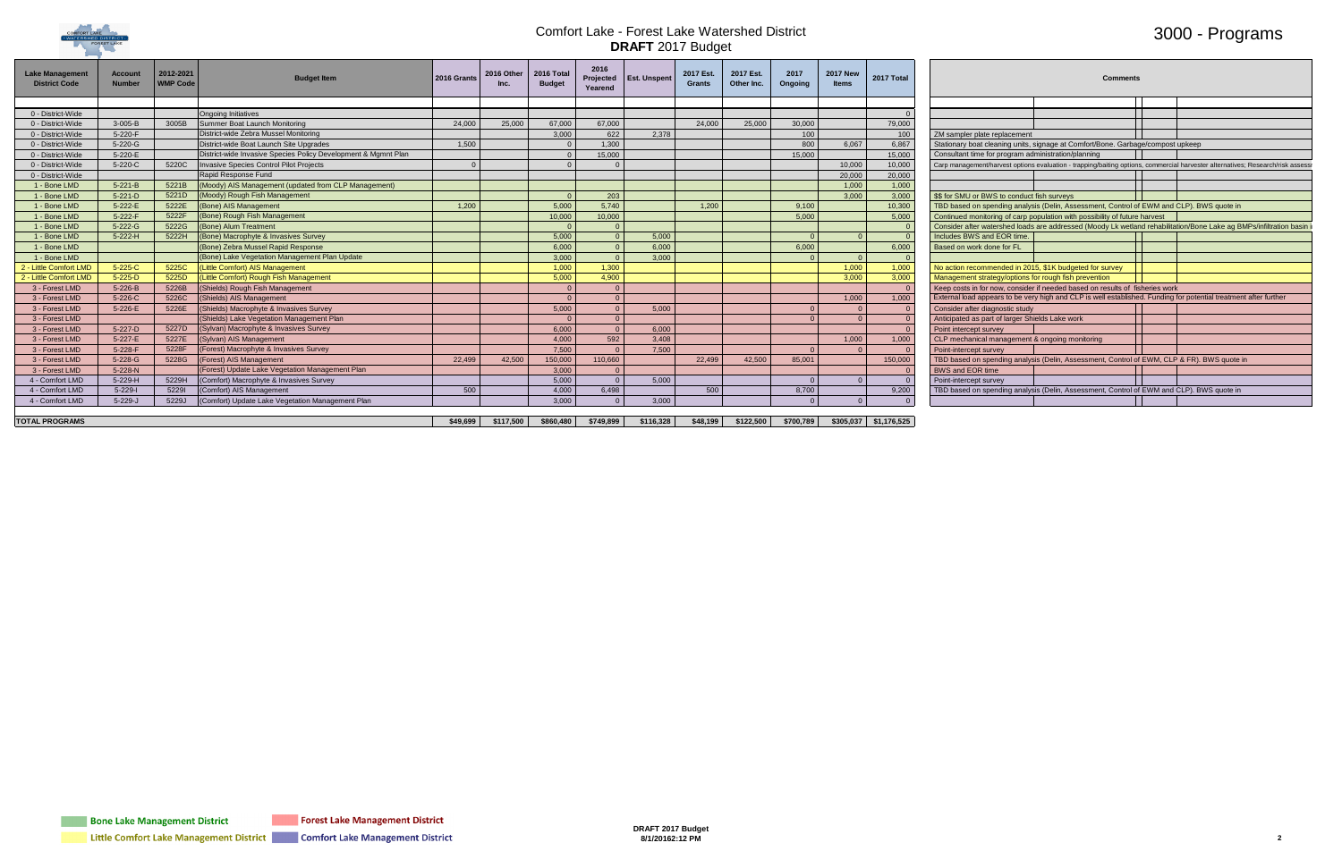# Comfort Lake - Forest Lake Watershed District

## **DRAFT** 2017 Budget

# 3000 - Programs

| Lake Management District Code | Account Number | 2012-2021 WMP Code | Budget Item | 2016 Grants | 2016 Other Inc. | 2016 Total Budget | 2016 Projected Yearend | Est. Unspent | 2017 Est. Grants | 2017 Est. Other Inc. | 2017 Ongoing | 2017 New Items | 2017 Total | Comments |
|---|---|---|---|---|---|---|---|---|---|---|---|---|---|---|
| 0 - District-Wide | | | Ongoing Initiatives | | | | | | | | | | 0 | |
| 0 - District-Wide | 3-005-B | 3005B | Summer Boat Launch Monitoring | 24,000 | 25,000 | 67,000 | 67,000 | | 24,000 | 25,000 | 30,000 | | 79,000 | |
| 0 - District-Wide | 5-220-F | | District-wide Zebra Mussel Monitoring | | | 3,000 | 622 | 2,378 | | | 100 | | 100 | ZM sampler plate replacement |
| 0 - District-Wide | 5-220-G | | District-wide Boat Launch Site Upgrades | 1,500 | | 0 | 1,300 | | | | 800 | 6,067 | 6,867 | Stationary boat cleaning units, signage at Comfort/Bone. Garbage/compost upkeep |
| 0 - District-Wide | 5-220-E | | District-wide Invasive Species Policy Development & Mgmnt Plan | | | 0 | 15,000 | | | | 15,000 | | 15,000 | Consultant time for program administration/planning |
| 0 - District-Wide | 5-220-C | 5220C | Invasive Species Control Pilot Projects | 0 | | 0 | 0 | | | | | 10,000 | 10,000 | Carp management/harvest options evaluation - trapping/baiting options, commercial harvester alternatives; Research/risk assess |
| 0 - District-Wide | | | Rapid Response Fund | | | | | | | | | 20,000 | 20,000 | |
| 1 - Bone LMD | 5-221-B | 5221B | (Moody) AIS Management (updated from CLP Management) | | | | | | | | | 1,000 | 1,000 | |
| 1 - Bone LMD | 5-221-D | 5221D | (Moody) Rough Fish Management | | | 0 | 203 | | | | | 3,000 | 3,000 | $$ for SMU or BWS to conduct fish surveys |
| 1 - Bone LMD | 5-222-E | 5222E | (Bone) AIS Management | 1,200 | | 5,000 | 5,740 | | 1,200 | | 9,100 | | 10,300 | TBD based on spending analysis (Delin, Assessment, Control of EWM and CLP). BWS quote in |
| 1 - Bone LMD | 5-222-F | 5222F | (Bone) Rough Fish Management | | | 10,000 | 10,000 | | | | 5,000 | | 5,000 | Continued monitoring of carp population with possibility of future harvest |
| 1 - Bone LMD | 5-222-G | 5222G | (Bone) Alum Treatment | | | 0 | 0 | | | | | | 0 | Consider after watershed loads are addressed (Moody Lk wetland rehabilitation/Bone Lake ag BMPs/infiltration basin i |
| 1 - Bone LMD | 5-222-H | 5222H | (Bone) Macrophyte & Invasives Survey | | | 5,000 | 0 | 5,000 | | | 0 | 0 | 0 | Includes BWS and EOR time. |
| 1 - Bone LMD | | | (Bone) Zebra Mussel Rapid Response | | | 6,000 | 0 | 6,000 | | | 6,000 | | 6,000 | Based on work done for FL |
| 1 - Bone LMD | | | (Bone) Lake Vegetation Management Plan Update | | | 3,000 | 0 | 3,000 | | | 0 | 0 | 0 | |
| 2 - Little Comfort LMD | 5-225-C | 5225C | (Little Comfort) AIS Management | | | 1,000 | 1,300 | | | | | 1,000 | 1,000 | No action recommended in 2015, $1K budgeted for survey |
| 2 - Little Comfort LMD | 5-225-D | 5225D | (Little Comfort) Rough Fish Management | | | 5,000 | 4,900 | | | | | 3,000 | 3,000 | Management strategy/options for rough fish prevention |
| 3 - Forest LMD | 5-226-B | 5226B | (Shields) Rough Fish Management | | | 0 | 0 | | | | | | 0 | Keep costs in for now, consider if needed based on results of fisheries work |
| 3 - Forest LMD | 5-226-C | 5226C | (Shields) AIS Management | | | 0 | 0 | | | | | 1,000 | 1,000 | External load appears to be very high and CLP is well established. Funding for potential treatment after further |
| 3 - Forest LMD | 5-226-E | 5226E | (Shields) Macrophyte & Invasives Survey | | | 5,000 | 0 | 5,000 | | | 0 | 0 | 0 | Consider after diagnostic study |
| 3 - Forest LMD | | | (Shields) Lake Vegetation Management Plan | | | 0 | 0 | | | | 0 | 0 | 0 | Anticipated as part of larger Shields Lake work |
| 3 - Forest LMD | 5-227-D | 5227D | (Sylvan) Macrophyte & Invasives Survey | | | 6,000 | 0 | 6,000 | | | | | 0 | Point intercept survey |
| 3 - Forest LMD | 5-227-E | 5227E | (Sylvan) AIS Management | | | 4,000 | 592 | 3,408 | | | | 1,000 | 1,000 | CLP mechanical management & ongoing monitoring |
| 3 - Forest LMD | 5-228-F | 5228F | (Forest) Macrophyte & Invasives Survey | | | 7,500 | 0 | 7,500 | | | 0 | 0 | 0 | Point-intercept survey |
| 3 - Forest LMD | 5-228-G | 5228G | (Forest) AIS Management | 22,499 | 42,500 | 150,000 | 110,660 | | 22,499 | 42,500 | 85,001 | | 150,000 | TBD based on spending analysis (Delin, Assessment, Control of EWM, CLP & FR). BWS quote in |
| 3 - Forest LMD | 5-228-N | | (Forest) Update Lake Vegetation Management Plan | | | 3,000 | 0 | | | | | | 0 | BWS and EOR time |
| 4 - Comfort LMD | 5-229-H | 5229H | (Comfort) Macrophyte & Invasives Survey | | | 5,000 | 0 | 5,000 | | | 0 | 0 | 0 | Point-intercept survey |
| 4 - Comfort LMD | 5-229-I | 5229I | (Comfort) AIS Management | 500 | | 4,000 | 6,498 | | 500 | | 8,700 | | 9,200 | TBD based on spending analysis (Delin, Assessment, Control of EWM and CLP). BWS quote in |
| 4 - Comfort LMD | 5-229-J | 5229J | (Comfort) Update Lake Vegetation Management Plan | | | 3,000 | 0 | 3,000 | | | 0 | 0 | 0 | |
| **TOTAL PROGRAMS** | | | | $49,699 | $117,500 | $860,480 | $749,899 | $116,328 | $48,199 | $122,500 | $700,789 | $305,037 | $1,176,525 | |

Bone Lake Management District | Forest Lake Management District | Little Comfort Lake Management District | Comfort Lake Management District

DRAFT 2017 Budget
8/1/20162:12 PM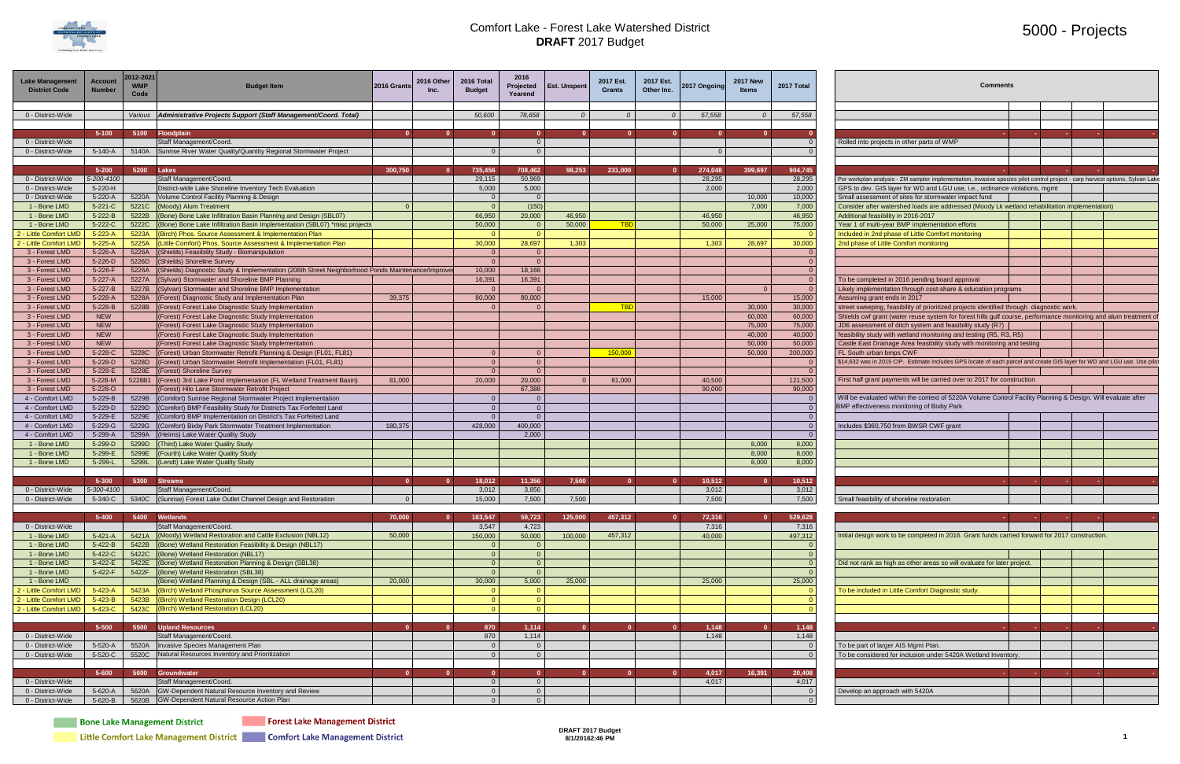# Comfort Lake - Forest Lake Watershed District
## DRAFT 2017 Budget

# 5000 - Projects

| Lake Management District Code | Account Number | 2012-2021 WMP Code | Budget Item | 2016 Grants | 2016 Other Inc. | 2016 Total Budget | 2016 Projected Yearend | Est. Unspent | 2017 Est. Grants | 2017 Est. Other Inc. | 2017 Ongoing | 2017 New Items | 2017 Total | Comments |
|---|---|---|---|---|---|---|---|---|---|---|---|---|---|---|
| 0 - District-Wide | | Various | *Administrative Projects Support (Staff Management/Coord. Total)* | | | *50,600* | *78,658* | *0* | *0* | *0* | *57,558* | *0* | *57,558* | |
| | **5-100** | **5100** | **Floodplain** | **0** | **0** | **0** | **0** | **0** | **0** | **0** | **0** | **0** | **0** | |
| 0 - District-Wide | | | Staff Management/Coord. | | | | 0 | | | | | | 0 | Rolled into projects in other parts of WMP |
| 0 - District-Wide | 5-140-A | 5140A | Sunrise River Water Quality/Quantity Regional Stormwater Project | | | 0 | 0 | | | | 0 | | 0 | |
| | **5-200** | **5200** | **Lakes** | **300,750** | **0** | **735,456** | **708,462** | **98,253** | **231,000** | **0** | **274,048** | **399,697** | **904,745** | |
| 0 - District-Wide | 5-200-4100 | | Staff Management/Coord. | | | 29,115 | 50,969 | | | | 28,295 | | 28,295 | Per workplan analysis - ZM sampler implementation, invasive species pilot control project - carp harvest options, Sylvan Lake |
| 0 - District-Wide | 5-220-H | | District-wide Lake Shoreline Inventory Tech Evaluation | | | 5,000 | 5,000 | | | | 2,000 | | 2,000 | GPS to dev. GIS layer for WD and LGU use, i.e., ordinance violations, mgmt |
| 0 - District-Wide | 5-220-A | 5220A | Volume Control Facility Planning & Design | | | 0 | 0 | | | | | 10,000 | 10,000 | Small assessment of sites for stormwater impact fund |
| 1 - Bone LMD | 5-221-C | 5221C | (Moody) Alum Treatment | 0 | | 0 | (150) | | | | | 7,000 | 7,000 | Consider after watershed loads are addressed (Moody Lk wetland rehabilitation implementation) |
| 1 - Bone LMD | 5-222-B | 5222B | (Bone) Bone Lake Infiltration Basin Planning and Design (SBL07) | | | 66,950 | 20,000 | 46,950 | | | 46,950 | | 46,950 | Additional feasibility in 2016-2017 |
| 1 - Bone LMD | 5-222-C | 5222C | (Bone) Bone Lake Infiltration Basin Implementation (SBL07) *misc projects | | | 50,000 | 0 | 50,000 | TBD | | 50,000 | 25,000 | 75,000 | Year 1 of multi-year BMP implementation efforts |
| 2 - Little Comfort LMD | 5-223-A | 5223A | (Birch) Phos. Source Assessment & Implementation Plan | | | 0 | 0 | | | | | | 0 | Included in 2nd phase of Little Comfort monitoring |
| 2 - Little Comfort LMD | 5-225-A | 5225A | (Little Comfort) Phos. Source Assessment & Implementation Plan | | | 30,000 | 28,697 | 1,303 | | | 1,303 | 28,697 | 30,000 | 2nd phase of Little Comfort monitoring |
| 3 - Forest LMD | 5-226-A | 5226A | (Shields) Feasibility Study - Biomanipulation | | | 0 | 0 | | | | | | 0 | |
| 3 - Forest LMD | 5-226-D | 5226D | (Shields) Shoreline Survey | | | 0 | 0 | | | | | | 0 | |
| 3 - Forest LMD | 5-226-F | 5226A | (Shields) Diagnostic Study & Implementation (208th Street Neighborhood Ponds Maintenance/Improver | | | 10,000 | 18,166 | | | | | | 0 | |
| 3 - Forest LMD | 5-227-A | 5227A | (Sylvan) Stormwater and Shoreline BMP Planning | | | 16,391 | 16,391 | | | | | | 0 | To be completed in 2016 pending board approval |
| 3 - Forest LMD | 5-227-B | 5227B | (Sylvan) Stormwater and Shoreline BMP Implementation | | | 0 | 0 | | | | | 0 | 0 | Likely implementation through cost-share & education programs |
| 3 - Forest LMD | 5-228-A | 5228A | (Forest) Diagnostic Study and Implementation Plan | 39,375 | | 80,000 | 80,000 | | | | 15,000 | | 15,000 | Assuming grant ends in 2017 |
| 3 - Forest LMD | 5-228-B | 5228B | (Forest) Forest Lake Diagnostic Study Implementation | | | 0 | 0 | | TBD | | | 30,000 | 30,000 | street sweeping, feasibility of prioritized projects identified through diagnostic work. |
| 3 - Forest LMD | NEW | | (Forest) Forest Lake Diagnostic Study Implementation | | | | | | | | | 60,000 | 60,000 | Shields cwf grant (water reuse system for forest hills gulf course, performance monitoring and alum treatment of |
| 3 - Forest LMD | NEW | | (Forest) Forest Lake Diagnostic Study Implementation | | | | | | | | | 75,000 | 75,000 | JD6 assessment of ditch system and feasibility study (R7) |
| 3 - Forest LMD | NEW | | (Forest) Forest Lake Diagnostic Study Implementation | | | | | | | | | 40,000 | 40,000 | feasibility study with wetland monitoring and testing (R5, R3, R5) |
| 3 - Forest LMD | NEW | | (Forest) Forest Lake Diagnostic Study Implementation | | | | | | | | | 50,000 | 50,000 | Castle East Drainage Area feasibility study with monitoring and testing |
| 3 - Forest LMD | 5-228-C | 5228C | (Forest) Urban Stormwater Retrofit Planning & Design (FL01, FL81) | | | 0 | 0 | | 150,000 | | | 50,000 | 200,000 | FL South urban bmps CWF |
| 3 - Forest LMD | 5-228-D | 5228D | (Forest) Urban Stormwater Retrofit Implementation (FL01, FL81) | | | 0 | 0 | | | | | | 0 | $14,632 was in 2015 CIP. Estimate includes GPS locate of each parcel and create GIS layer for WD and LGU use. Use pilot |
| 3 - Forest LMD | 5-228-E | 5228E | (Forest) Shoreline Survey | | | 0 | 0 | | | | | | 0 | |
| 3 - Forest LMD | 5-228-M | 5228B1 | (Forest) 3rd Lake Pond Implementation (FL Wetland Treatment Basin) | 81,000 | | 20,000 | 20,000 | 0 | 81,000 | | 40,500 | | 121,500 | First half grant payments will be carried over to 2017 for construction |
| 3 - Forest LMD | 5-228-O | | (Forest) Hilo Lane Stormwater Retrofit Project | | | | 67,388 | | | | 90,000 | | 90,000 | |
| 4 - Comfort LMD | 5-229-B | 5229B | (Comfort) Sunrise Regional Stormwater Project Implementation | | | 0 | 0 | | | | | | 0 | Will be evaluated within the context of 5220A Volume Control Facility Planning & Design. Will evaluate after BMP effectiveness monitoring of Bixby Park |
| 4 - Comfort LMD | 5-229-D | 5229D | (Comfort) BMP Feasibility Study for District's Tax Forfeited Land | | | 0 | 0 | | | | | | 0 | |
| 4 - Comfort LMD | 5-229-E | 5229E | (Comfort) BMP Implementation on District's Tax Forfeited Land | | | 0 | 0 | | | | | | 0 | |
| 4 - Comfort LMD | 5-229-G | 5229G | (Comfort) Bixby Park Stormwater Treatment Implementation | 180,375 | | 428,000 | 400,000 | | | | | | 0 | Includes $360,750 from BWSR CWF grant |
| 4 - Comfort LMD | 5-299-A | 5299A | (Heims) Lake Water Quality Study | | | | 2,000 | | | | | | 0 | |
| 1 - Bone LMD | 5-299-D | 5299D | (Third) Lake Water Quality Study | | | | | | | | | 8,000 | 8,000 | |
| 1 - Bone LMD | 5-299-E | 5299E | (Fourth) Lake Water Quality Study | | | | | | | | | 8,000 | 8,000 | |
| 1 - Bone LMD | 5-299-L | 5299L | (Lendt) Lake Water Quality Study | | | | | | | | | 8,000 | 8,000 | |
| | **5-300** | **5300** | **Streams** | **0** | **0** | **18,012** | **11,356** | **7,500** | **0** | **0** | **10,512** | **0** | **10,512** | |
| 0 - District-Wide | 5-300-4100 | | Staff Management/Coord. | | | 3,012 | 3,856 | | | | 3,012 | | 3,012 | |
| 0 - District-Wide | 5-340-C | 5340C | (Sunrise) Forest Lake Outlet Channel Design and Restoration | 0 | | 15,000 | 7,500 | 7,500 | | | 7,500 | | 7,500 | Small feasibility of shoreline restoration |
| | **5-400** | **5400** | **Wetlands** | **70,000** | **0** | **183,547** | **59,723** | **125,000** | **457,312** | **0** | **72,316** | **0** | **529,628** | |
| 0 - District-Wide | | | Staff Management/Coord. | | | 3,547 | 4,723 | | | | 7,316 | | 7,316 | |
| 1 - Bone LMD | 5-421-A | 5421A | (Moody) Wetland Restoration and Cattle Exclusion (NBL12) | 50,000 | | 150,000 | 50,000 | 100,000 | 457,312 | | 40,000 | | 497,312 | Initial design work to be completed in 2016. Grant funds carried forward for 2017 construction. |
| 1 - Bone LMD | 5-422-B | 5422B | (Bone) Wetland Restoration Feasibility & Design (NBL17) | | | 0 | 0 | | | | | | 0 | |
| 1 - Bone LMD | 5-422-C | 5422C | (Bone) Wetland Restoration (NBL17) | | | 0 | 0 | | | | | | 0 | |
| 1 - Bone LMD | 5-422-E | 5422E | (Bone) Wetland Restoration Planning & Design (SBL38) | | | 0 | 0 | | | | | | 0 | Did not rank as high as other areas so will evaluate for later project. |
| 1 - Bone LMD | 5-422-F | 5422F | (Bone) Wetland Restoration (SBL38) | | | 0 | 0 | | | | | | 0 | |
| 1 - Bone LMD | | | (Bone) Wetland Planning & Design (SBL - ALL drainage areas) | 20,000 | | 30,000 | 5,000 | 25,000 | | | 25,000 | | 25,000 | |
| 2 - Little Comfort LMD | 5-423-A | 5423A | (Birch) Wetland Phosphorus Source Assessment (LCL20) | | | 0 | 0 | | | | | | 0 | To be included in Little Comfort Diagnostic study. |
| 2 - Little Comfort LMD | 5-423-B | 5423B | (Birch) Wetland Restoration Design (LCL20) | | | 0 | 0 | | | | | | 0 | |
| 2 - Little Comfort LMD | 5-423-C | 5423C | (Birch) Wetland Restoration (LCL20) | | | 0 | 0 | | | | | | 0 | |
| | **5-500** | **5500** | **Upland Resources** | **0** | **0** | **870** | **1,114** | **0** | **0** | **0** | **1,148** | **0** | **1,148** | |
| 0 - District-Wide | | | Staff Management/Coord. | | | 870 | 1,114 | | | | 1,148 | | 1,148 | |
| 0 - District-Wide | 5-520-A | 5520A | Invasive Species Management Plan | | | 0 | 0 | | | | | | 0 | To be part of larger AIS Mgmt Plan. |
| 0 - District-Wide | 5-520-C | 5520C | Natural Resources Inventory and Prioritization | | | 0 | 0 | | | | | | 0 | To be considered for inclusion under 5420A Wetland Inventory. |
| | **5-600** | **5600** | **Groundwater** | **0** | **0** | **0** | **0** | **0** | **0** | **0** | **4,017** | **16,391** | **20,408** | |
| 0 - District-Wide | | | Staff Management/Coord. | | | 0 | 0 | | | | 4,017 | | 4,017 | |
| 0 - District-Wide | 5-620-A | 5620A | GW-Dependent Natural Resource Inventory and Review | | | 0 | 0 | | | | | | 0 | Develop an approach with 5420A |
| 0 - District-Wide | 5-620-B | 5620B | GW-Dependent Natural Resource Action Plan | | | 0 | 0 | | | | | | 0 | |

Bone Lake Management District | Forest Lake Management District | Little Comfort Lake Management District | Comfort Lake Management District

DRAFT 2017 Budget
8/1/20162:46 PM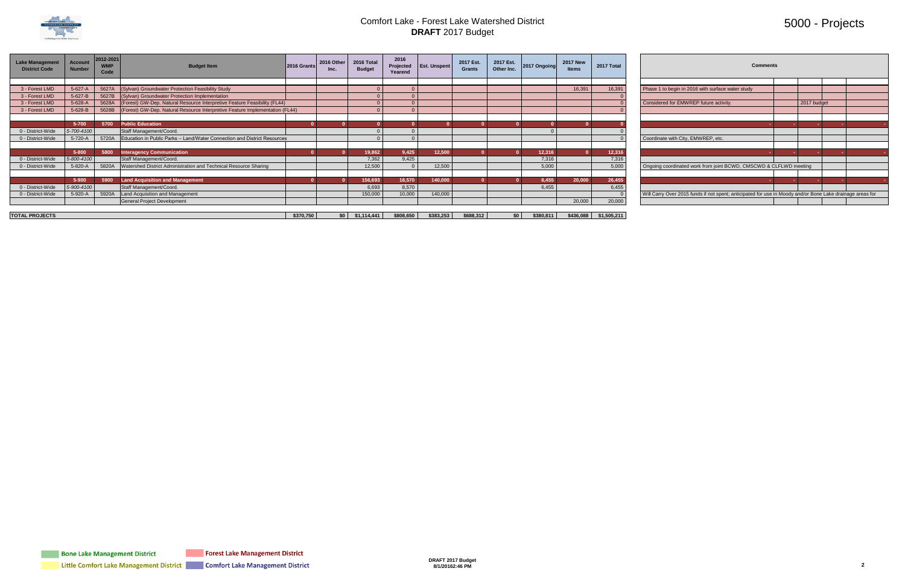# Comfort Lake - Forest Lake Watershed District

## **DRAFT** 2017 Budget

## 5000 - Projects

| Lake Management District Code | Account Number | 2012-2021 WMP Code | Budget Item | 2016 Grants | 2016 Other Inc. | 2016 Total Budget | 2016 Projected Yearend | Est. Unspent | 2017 Est. Grants | 2017 Est. Other Inc. | 2017 Ongoing | 2017 New Items | 2017 Total | Comments |
|---|---|---|---|---|---|---|---|---|---|---|---|---|---|---|
| 3 - Forest LMD | 5-627-A | 5627A | (Sylvan) Groundwater Protection Feasibility Study | | | 0 | 0 | | | | | 16,391 | 16,391 | Phase 1 to begin in 2016 with surface water study |
| 3 - Forest LMD | 5-627-B | 5627B | (Sylvan) Groundwater Protection Implementation | | | 0 | 0 | | | | | | 0 | |
| 3 - Forest LMD | 5-628-A | 5628A | (Forest) GW-Dep. Natural Resource Interpretive Feature Feasibility (FL44) | | | 0 | 0 | | | | | | 0 | Considered for EMWREP future activity. 2017 budget |
| 3 - Forest LMD | 5-628-B | 5628B | (Forest) GW-Dep. Natural Resource Interpretive Feature Implementation (FL44) | | | 0 | 0 | | | | | | 0 | |
| | **5-700** | **5700** | **Public Education** | **0** | **0** | **0** | **0** | **0** | **0** | **0** | **0** | **0** | **0** | - - - - - |
| 0 - District-Wide | *5-700-4100* | | Staff Management/Coord. | | | 0 | 0 | | | | 0 | | 0 | |
| 0 - District-Wide | 5-720-A | 5720A | Education in Public Parks – Land/Water Connection and District Resources | | | 0 | 0 | | | | | | 0 | Coordinate with City, EMWREP, etc. |
| | **5-800** | **5800** | **Interagency Communication** | **0** | **0** | **19,862** | **9,425** | **12,500** | **0** | **0** | **12,316** | **0** | **12,316** | - - - - - |
| 0 - District-Wide | *5-800-4100* | | Staff Management/Coord. | | | 7,362 | 9,425 | | | | 7,316 | | 7,316 | |
| 0 - District-Wide | 5-820-A | 5820A | Watershed District Administration and Technical Resource Sharing | | | 12,500 | 0 | 12,500 | | | 5,000 | | 5,000 | Ongoing coordinated work from joint BCWD, CMSCWD & CLFLWD meeting |
| | **5-900** | **5900** | **Land Acquisition and Management** | **0** | **0** | **156,693** | **18,570** | **140,000** | **0** | **0** | **6,455** | **20,000** | **26,455** | - - - - - |
| 0 - District-Wide | *5-900-4100* | | Staff Management/Coord. | | | 6,693 | 8,570 | | | | 6,455 | | 6,455 | |
| 0 - District-Wide | 5-920-A | 5920A | Land Acquisition and Management | | | 150,000 | 10,000 | 140,000 | | | | | 0 | Will Carry Over 2015 funds if not spent; anticipated for use in Moody and/or Bone Lake drainage areas for |
| | | | General Project Development | | | | | | | | | 20,000 | 20,000 | |
| **TOTAL PROJECTS** | | | | **$370,750** | **$0** | **$1,114,441** | **$808,650** | **$383,253** | **$688,312** | **$0** | **$380,811** | **$436,088** | **$1,505,211** | |

Bone Lake Management District | Forest Lake Management District | Little Comfort Lake Management District | Comfort Lake Management District

DRAFT 2017 Budget
8/1/20162:46 PM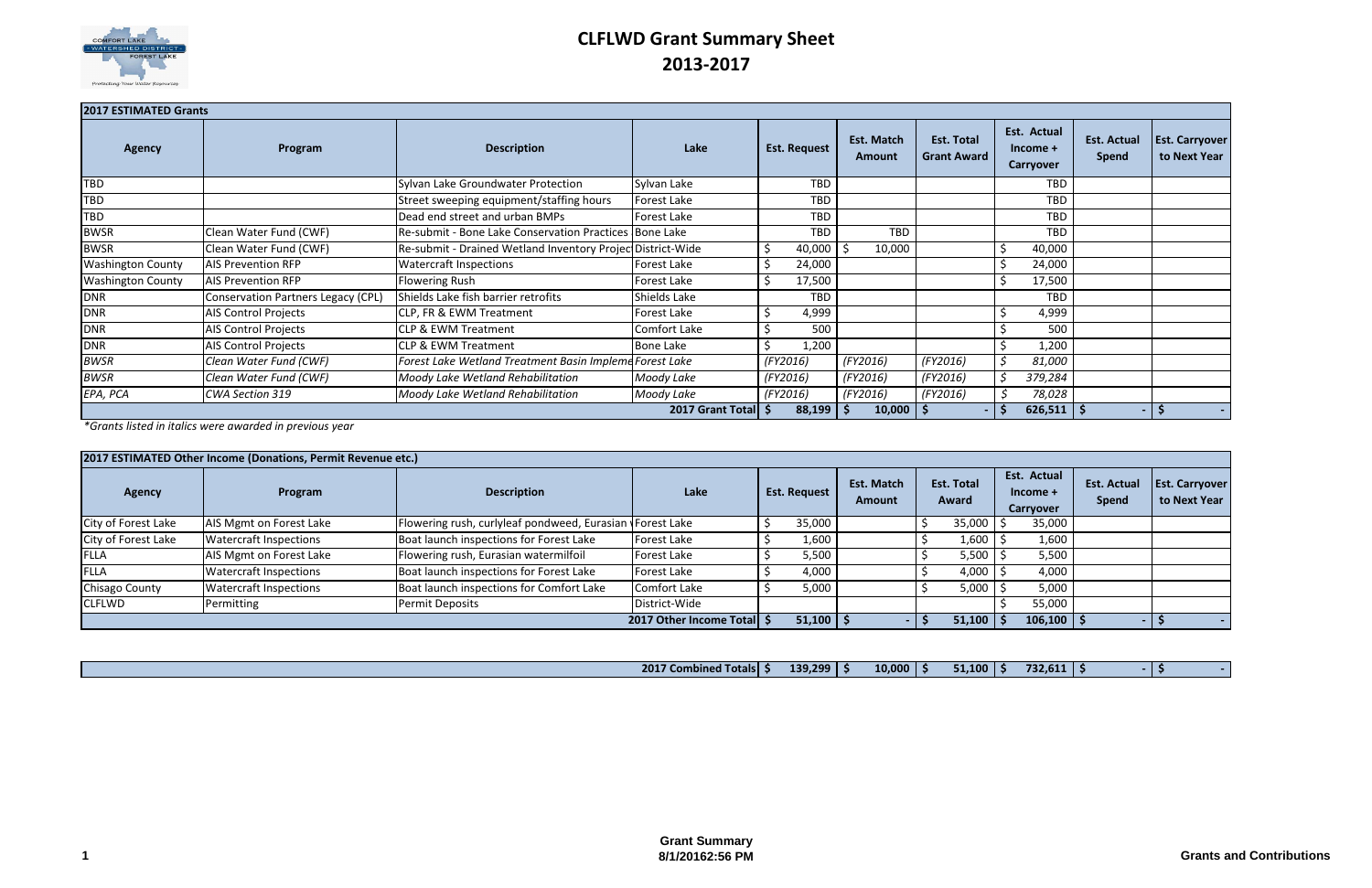# CLFLWD Grant Summary Sheet
## 2013-2017

| **2017 ESTIMATED Grants** | | | | | | | | | |
|---|---|---|---|---|---|---|---|---|---|
| **Agency** | **Program** | **Description** | **Lake** | **Est. Request** | **Est. Match Amount** | **Est. Total Grant Award** | **Est. Actual Income + Carryover** | **Est. Actual Spend** | **Est. Carryover to Next Year** |
| TBD | | Sylvan Lake Groundwater Protection | Sylvan Lake | TBD | | | TBD | | |
| TBD | | Street sweeping equipment/staffing hours | Forest Lake | TBD | | | TBD | | |
| TBD | | Dead end street and urban BMPs | Forest Lake | TBD | | | TBD | | |
| BWSR | Clean Water Fund (CWF) | Re-submit - Bone Lake Conservation Practices | Bone Lake | TBD | TBD | | TBD | | |
| BWSR | Clean Water Fund (CWF) | Re-submit - Drained Wetland Inventory Projec | District-Wide | $ 40,000 | $ 10,000 | | $ 40,000 | | |
| Washington County | AIS Prevention RFP | Watercraft Inspections | Forest Lake | $ 24,000 | | | $ 24,000 | | |
| Washington County | AIS Prevention RFP | Flowering Rush | Forest Lake | $ 17,500 | | | $ 17,500 | | |
| DNR | Conservation Partners Legacy (CPL) | Shields Lake fish barrier retrofits | Shields Lake | TBD | | | TBD | | |
| DNR | AIS Control Projects | CLP, FR & EWM Treatment | Forest Lake | $ 4,999 | | | $ 4,999 | | |
| DNR | AIS Control Projects | CLP & EWM Treatment | Comfort Lake | $ 500 | | | $ 500 | | |
| DNR | AIS Control Projects | CLP & EWM Treatment | Bone Lake | $ 1,200 | | | $ 1,200 | | |
| *BWSR* | *Clean Water Fund (CWF)* | *Forest Lake Wetland Treatment Basin Impleme* | *Forest Lake* | *(FY2016)* | *(FY2016)* | *(FY2016)* | *$ 81,000* | | |
| *BWSR* | *Clean Water Fund (CWF)* | *Moody Lake Wetland Rehabilitation* | *Moody Lake* | *(FY2016)* | *(FY2016)* | *(FY2016)* | *$ 379,284* | | |
| *EPA, PCA* | *CWA Section 319* | *Moody Lake Wetland Rehabilitation* | *Moody Lake* | *(FY2016)* | *(FY2016)* | *(FY2016)* | *$ 78,028* | | |
| | | | **2017 Grant Total** | **$ 88,199** | **$ 10,000** | **$ -** | **$ 626,511** | **$ -** | **$ -** |

*\*Grants listed in italics were awarded in previous year*

| **2017 ESTIMATED Other Income (Donations, Permit Revenue etc.)** | | | | | | | | | |
|---|---|---|---|---|---|---|---|---|---|
| **Agency** | **Program** | **Description** | **Lake** | **Est. Request** | **Est. Match Amount** | **Est. Total Award** | **Est. Actual Income + Carryover** | **Est. Actual Spend** | **Est. Carryover to Next Year** |
| City of Forest Lake | AIS Mgmt on Forest Lake | Flowering rush, curlyleaf pondweed, Eurasian w | Forest Lake | $ 35,000 | | $ 35,000 | $ 35,000 | | |
| City of Forest Lake | Watercraft Inspections | Boat launch inspections for Forest Lake | Forest Lake | $ 1,600 | | $ 1,600 | $ 1,600 | | |
| FLLA | AIS Mgmt on Forest Lake | Flowering rush, Eurasian watermilfoil | Forest Lake | $ 5,500 | | $ 5,500 | $ 5,500 | | |
| FLLA | Watercraft Inspections | Boat launch inspections for Forest Lake | Forest Lake | $ 4,000 | | $ 4,000 | $ 4,000 | | |
| Chisago County | Watercraft Inspections | Boat launch inspections for Comfort Lake | Comfort Lake | $ 5,000 | | $ 5,000 | $ 5,000 | | |
| CLFLWD | Permitting | Permit Deposits | District-Wide | | | | $ 55,000 | | |
| | | | **2017 Other Income Total** | **$ 51,100** | **$ -** | **$ 51,100** | **$ 106,100** | **$ -** | **$ -** |

| | | | | | | | | | |
|---|---|---|---|---|---|---|---|---|---|
| | | | **2017 Combined Totals** | **$ 139,299** | **$ 10,000** | **$ 51,100** | **$ 732,611** | **$ -** | **$ -** |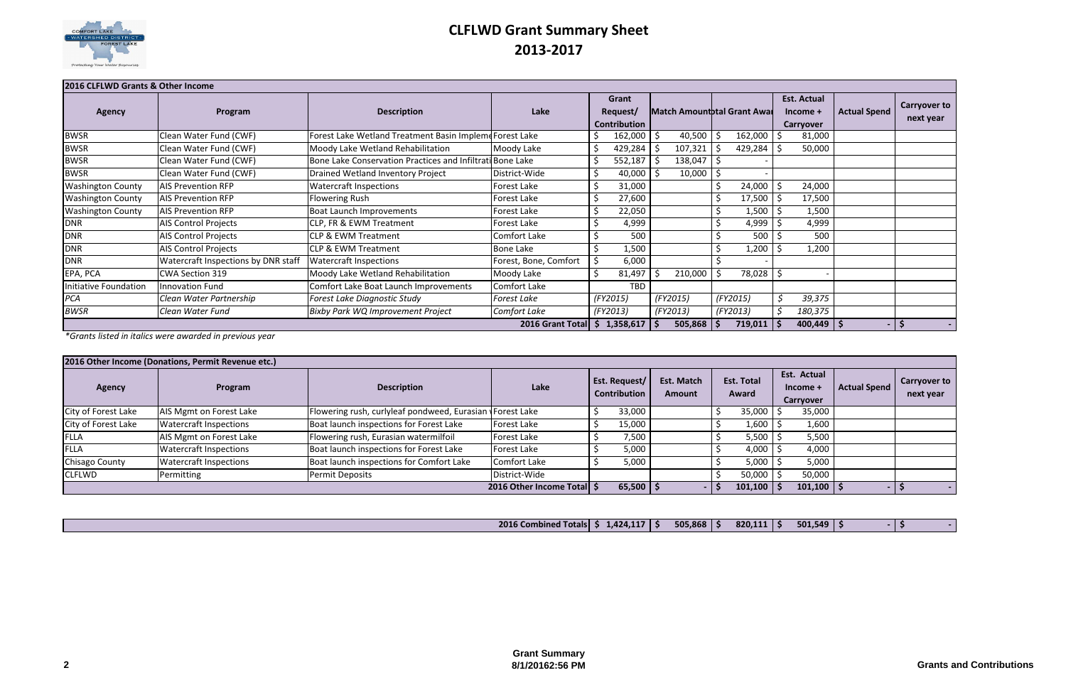# CLFLWD Grant Summary Sheet
# 2013-2017

| 2016 CLFLWD Grants & Other Income | | | | | | | | | |
|---|---|---|---|---|---|---|---|---|---|
| **Agency** | **Program** | **Description** | **Lake** | **Grant Request/ Contribution** | **Match Amount** | **Total Grant Awar** | **Est. Actual Income + Carryover** | **Actual Spend** | **Carryover to next year** |
| BWSR | Clean Water Fund (CWF) | Forest Lake Wetland Treatment Basin Impleme | Forest Lake | $ 162,000 | $ 40,500 | $ 162,000 | $ 81,000 | | |
| BWSR | Clean Water Fund (CWF) | Moody Lake Wetland Rehabilitation | Moody Lake | $ 429,284 | $ 107,321 | $ 429,284 | $ 50,000 | | |
| BWSR | Clean Water Fund (CWF) | Bone Lake Conservation Practices and Infiltrati | Bone Lake | $ 552,187 | $ 138,047 | $ - | | | |
| BWSR | Clean Water Fund (CWF) | Drained Wetland Inventory Project | District-Wide | $ 40,000 | $ 10,000 | $ - | | | |
| Washington County | AIS Prevention RFP | Watercraft Inspections | Forest Lake | $ 31,000 | | $ 24,000 | $ 24,000 | | |
| Washington County | AIS Prevention RFP | Flowering Rush | Forest Lake | $ 27,600 | | $ 17,500 | $ 17,500 | | |
| Washington County | AIS Prevention RFP | Boat Launch Improvements | Forest Lake | $ 22,050 | | $ 1,500 | $ 1,500 | | |
| DNR | AIS Control Projects | CLP, FR & EWM Treatment | Forest Lake | $ 4,999 | | $ 4,999 | $ 4,999 | | |
| DNR | AIS Control Projects | CLP & EWM Treatment | Comfort Lake | $ 500 | | $ 500 | $ 500 | | |
| DNR | AIS Control Projects | CLP & EWM Treatment | Bone Lake | $ 1,500 | | $ 1,200 | $ 1,200 | | |
| DNR | Watercraft Inspections by DNR staff | Watercraft Inspections | Forest, Bone, Comfort | $ 6,000 | | $ - | | | |
| EPA, PCA | CWA Section 319 | Moody Lake Wetland Rehabilitation | Moody Lake | $ 81,497 | $ 210,000 | $ 78,028 | $ - | | |
| Initiative Foundation | Innovation Fund | Comfort Lake Boat Launch Improvements | Comfort Lake | TBD | | | | | |
| *PCA* | *Clean Water Partnership* | *Forest Lake Diagnostic Study* | *Forest Lake* | *(FY2015)* | *(FY2015)* | *(FY2015)* | *$ 39,375* | | |
| *BWSR* | *Clean Water Fund* | *Bixby Park WQ Improvement Project* | *Comfort Lake* | *(FY2013)* | *(FY2013)* | *(FY2013)* | *$ 180,375* | | |
| | | | **2016 Grant Total** | **$ 1,358,617** | **$ 505,868** | **$ 719,011** | **$ 400,449** | **$ -** | **$ -** |

*\*Grants listed in italics were awarded in previous year*

| 2016 Other Income (Donations, Permit Revenue etc.) | | | | | | | | | |
|---|---|---|---|---|---|---|---|---|---|
| **Agency** | **Program** | **Description** | **Lake** | **Est. Request/ Contribution** | **Est. Match Amount** | **Est. Total Award** | **Est. Actual Income + Carryover** | **Actual Spend** | **Carryover to next year** |
| City of Forest Lake | AIS Mgmt on Forest Lake | Flowering rush, curlyleaf pondweed, Eurasian w | Forest Lake | $ 33,000 | | $ 35,000 | $ 35,000 | | |
| City of Forest Lake | Watercraft Inspections | Boat launch inspections for Forest Lake | Forest Lake | $ 15,000 | | $ 1,600 | $ 1,600 | | |
| FLLA | AIS Mgmt on Forest Lake | Flowering rush, Eurasian watermilfoil | Forest Lake | $ 7,500 | | $ 5,500 | $ 5,500 | | |
| FLLA | Watercraft Inspections | Boat launch inspections for Forest Lake | Forest Lake | $ 5,000 | | $ 4,000 | $ 4,000 | | |
| Chisago County | Watercraft Inspections | Boat launch inspections for Comfort Lake | Comfort Lake | $ 5,000 | | $ 5,000 | $ 5,000 | | |
| CLFLWD | Permitting | Permit Deposits | District-Wide | | | $ 50,000 | $ 50,000 | | |
| | | | **2016 Other Income Total** | **$ 65,500** | **$ -** | **$ 101,100** | **$ 101,100** | **$ -** | **$ -** |

| | | | | | | | | | |
|---|---|---|---|---|---|---|---|---|---|
| | | | **2016 Combined Totals** | **$ 1,424,117** | **$ 505,868** | **$ 820,111** | **$ 501,549** | **$ -** | **$ -** |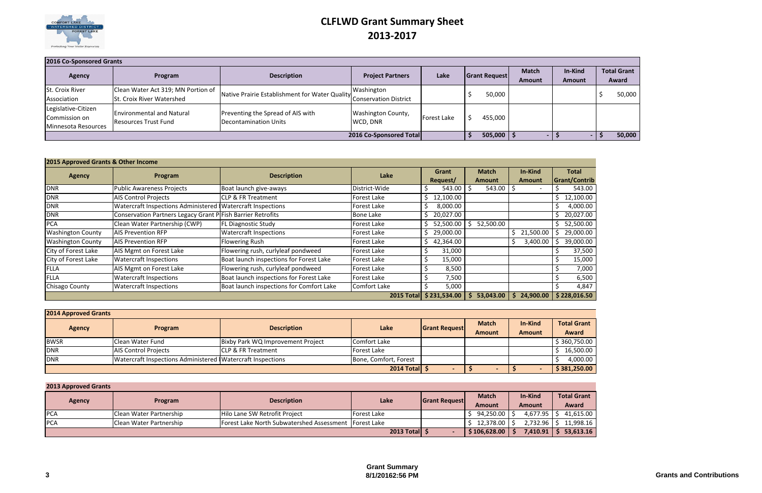# CLFLWD Grant Summary Sheet
# 2013-2017

| 2016 Co-Sponsored Grants | | | | | | | | |
|---|---|---|---|---|---|---|---|---|
| **Agency** | **Program** | **Description** | **Project Partners** | **Lake** | **Grant Request** | **Match Amount** | **In-Kind Amount** | **Total Grant Award** |
| St. Croix River Association | Clean Water Act 319; MN Portion of St. Croix River Watershed | Native Prairie Establishment for Water Quality | Washington Conservation District | | $ 50,000 | | | $ 50,000 |
| Legislative-Citizen Commission on Minnesota Resources | Environmental and Natural Resources Trust Fund | Preventing the Spread of AIS with Decontamination Units | Washington County, WCD, DNR | Forest Lake | $ 455,000 | | | |
| | | | **2016 Co-Sponsored Total** | | **$ 505,000** | **$ -** | **$ -** | **$ 50,000** |

| 2015 Approved Grants & Other Income | | | | | | | |
|---|---|---|---|---|---|---|---|
| **Agency** | **Program** | **Description** | **Lake** | **Grant Request/** | **Match Amount** | **In-Kind Amount** | **Total Grant/Contrib** |
| DNR | Public Awareness Projects | Boat launch give-aways | District-Wide | $ 543.00 | $ 543.00 | $ - | $ 543.00 |
| DNR | AIS Control Projects | CLP & FR Treatment | Forest Lake | $ 12,100.00 | | | $ 12,100.00 |
| DNR | Watercraft Inspections Administered I | Watercraft Inspections | Forest Lake | $ 8,000.00 | | | $ 4,000.00 |
| DNR | Conservation Partners Legacy Grant P | Fish Barrier Retrofits | Bone Lake | $ 20,027.00 | | | $ 20,027.00 |
| PCA | Clean Water Partnership (CWP) | FL Diagnostic Study | Forest Lake | $ 52,500.00 | $ 52,500.00 | | $ 52,500.00 |
| Washington County | AIS Prevention RFP | Watercraft Inspections | Forest Lake | $ 29,000.00 | | $ 21,500.00 | $ 29,000.00 |
| Washington County | AIS Prevention RFP | Flowering Rush | Forest Lake | $ 42,364.00 | | $ 3,400.00 | $ 39,000.00 |
| City of Forest Lake | AIS Mgmt on Forest Lake | Flowering rush, curlyleaf pondweed | Forest Lake | $ 31,000 | | | $ 37,500 |
| City of Forest Lake | Watercraft Inspections | Boat launch inspections for Forest Lake | Forest Lake | $ 15,000 | | | $ 15,000 |
| FLLA | AIS Mgmt on Forest Lake | Flowering rush, curlyleaf pondweed | Forest Lake | $ 8,500 | | | $ 7,000 |
| FLLA | Watercraft Inspections | Boat launch inspections for Forest Lake | Forest Lake | $ 7,500 | | | $ 6,500 |
| Chisago County | Watercraft Inspections | Boat launch inspections for Comfort Lake | Comfort Lake | $ 5,000 | | | $ 4,847 |
| | | | **2015 Total** | **$ 231,534.00** | **$ 53,043.00** | **$ 24,900.00** | **$ 228,016.50** |

| 2014 Approved Grants | | | | | | | |
|---|---|---|---|---|---|---|---|
| **Agency** | **Program** | **Description** | **Lake** | **Grant Request** | **Match Amount** | **In-Kind Amount** | **Total Grant Award** |
| BWSR | Clean Water Fund | Bixby Park WQ Improvement Project | Comfort Lake | | | | $ 360,750.00 |
| DNR | AIS Control Projects | CLP & FR Treatment | Forest Lake | | | | $ 16,500.00 |
| DNR | Watercraft Inspections Administered I | Watercraft Inspections | Bone, Comfort, Forest | | | | $ 4,000.00 |
| | | | **2014 Total** | **$ -** | **$ -** | **$ -** | **$ 381,250.00** |

| 2013 Approved Grants | | | | | | | |
|---|---|---|---|---|---|---|---|
| **Agency** | **Program** | **Description** | **Lake** | **Grant Request** | **Match Amount** | **In-Kind Amount** | **Total Grant Award** |
| PCA | Clean Water Partnership | Hilo Lane SW Retrofit Project | Forest Lake | | $ 94,250.00 | $ 4,677.95 | $ 41,615.00 |
| PCA | Clean Water Partnership | Forest Lake North Subwatershed Assessment | Forest Lake | | $ 12,378.00 | $ 2,732.96 | $ 11,998.16 |
| | | | **2013 Total** | **$ -** | **$ 106,628.00** | **$ 7,410.91** | **$ 53,613.16** |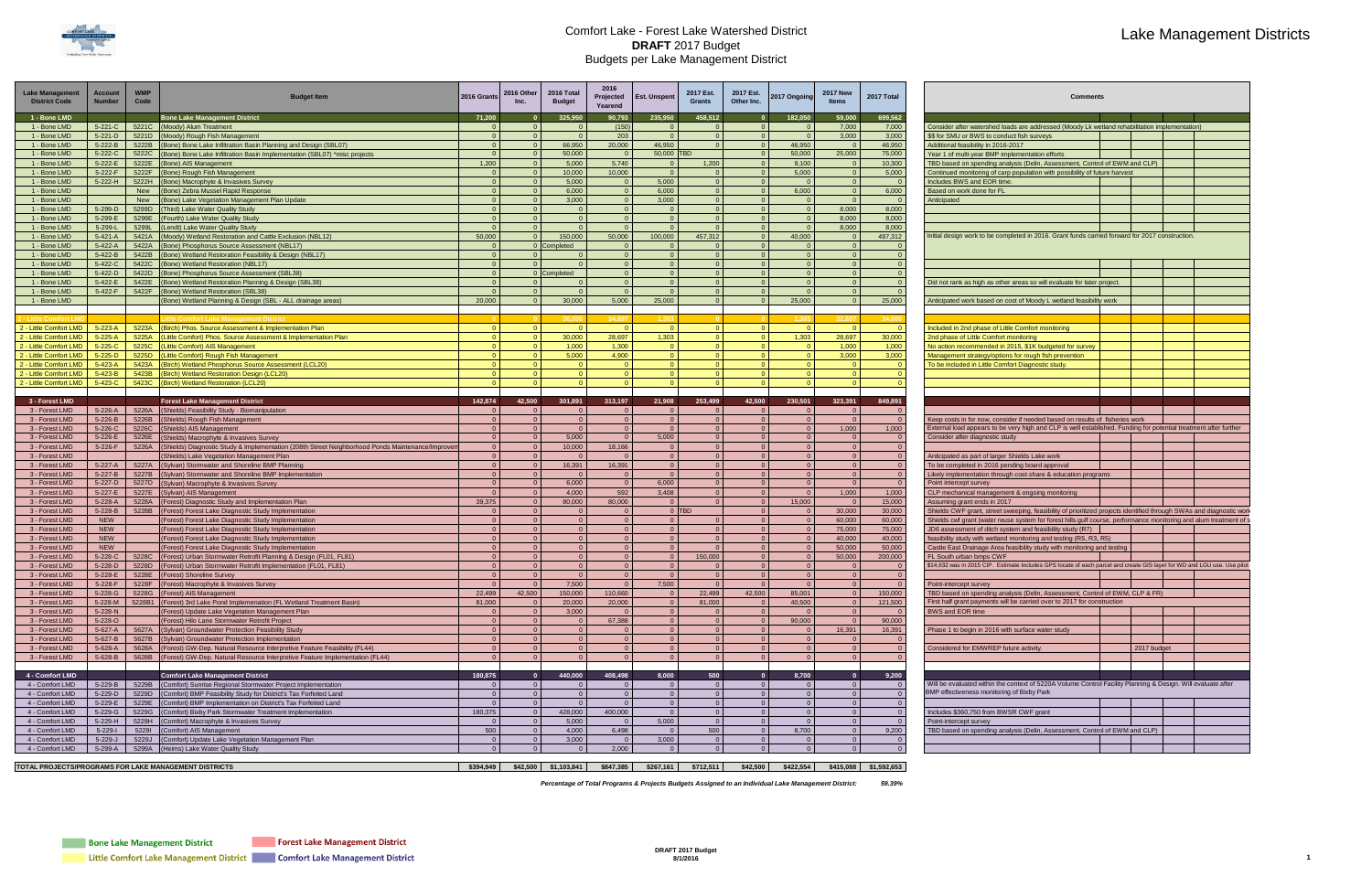# Comfort Lake - Forest Lake Watershed District

## DRAFT 2017 Budget

### Budgets per Lake Management District

Lake Management Districts

| Lake Management District Code | Account Number | WMP Code | Budget Item | 2016 Grants | 2016 Other Inc. | 2016 Total Budget | 2016 Projected Yearend | Est. Unspent | 2017 Est. Grants | 2017 Est. Other Inc. | 2017 Ongoing | 2017 New Items | 2017 Total | Comments |
|---|---|---|---|---|---|---|---|---|---|---|---|---|---|---|
| 1 - Bone LMD | | | Bone Lake Management District | 71,200 | 0 | 325,950 | 90,793 | 235,950 | 458,512 | 0 | 182,050 | 59,000 | 699,562 | |
| 1 - Bone LMD | 5-221-C | 5221C | (Moody) Alum Treatment | 0 | 0 | 0 | (150) | 0 | 0 | 0 | 0 | 7,000 | 7,000 | Consider after watershed loads are addressed (Moody Lk wetland rehabilitation implementation) |
| 1 - Bone LMD | 5-221-D | 5221D | (Moody) Rough Fish Management | 0 | 0 | 0 | 203 | 0 | 0 | 0 | 0 | 3,000 | 3,000 | $$ for SMU or BWS to conduct fish surveys |
| 1 - Bone LMD | 5-222-B | 5222B | (Bone) Bone Lake Infiltration Basin Planning and Design (SBL07) | 0 | 0 | 66,950 | 20,000 | 46,950 | 0 | 0 | 46,950 | 0 | 46,950 | Additional feasibility in 2016-2017 |
| 1 - Bone LMD | 5-222-C | 5222C | (Bone) Bone Lake Infiltration Basin Implementation (SBL07) *misc projects | 0 | 0 | 50,000 | 0 | 50,000 | TBD | 0 | 50,000 | 25,000 | 75,000 | Year 1 of multi-year BMP implementation efforts |
| 1 - Bone LMD | 5-222-E | 5222E | (Bone) AIS Management | 1,200 | 0 | 5,000 | 5,740 | 0 | 1,200 | 0 | 9,100 | 0 | 10,300 | TBD based on spending analysis (Delin, Assessment, Control of EWM and CLP) |
| 1 - Bone LMD | 5-222-F | 5222F | (Bone) Rough Fish Management | 0 | 0 | 10,000 | 10,000 | 0 | 0 | 0 | 5,000 | 0 | 5,000 | Continued monitoring of carp population with possibility of future harvest |
| 1 - Bone LMD | 5-222-H | 5222H | (Bone) Macrophyte & Invasives Survey | 0 | 0 | 5,000 | 0 | 5,000 | 0 | 0 | 0 | 0 | 0 | Includes BWS and EOR time. |
| 1 - Bone LMD | | New | (Bone) Zebra Mussel Rapid Response | 0 | 0 | 6,000 | 0 | 6,000 | 0 | 0 | 6,000 | 0 | 6,000 | Based on work done for FL |
| 1 - Bone LMD | | New | (Bone) Lake Vegetation Management Plan Update | 0 | 0 | 3,000 | 0 | 3,000 | 0 | 0 | 0 | 0 | 0 | Anticipated |
| 1 - Bone LMD | 5-299-D | 5299D | (Third) Lake Water Quality Study | 0 | 0 | 0 | 0 | 0 | 0 | 0 | 0 | 8,000 | 8,000 | |
| 1 - Bone LMD | 5-299-E | 5299E | (Fourth) Lake Water Quality Study | 0 | 0 | 0 | 0 | 0 | 0 | 0 | 0 | 8,000 | 8,000 | |
| 1 - Bone LMD | 5-299-L | 5299L | (Lendt) Lake Water Quality Study | 0 | 0 | 0 | 0 | 0 | 0 | 0 | 0 | 8,000 | 8,000 | |
| 1 - Bone LMD | 5-421-A | 5421A | (Moody) Wetland Restoration and Cattle Exclusion (NBL12) | 50,000 | 0 | 150,000 | 50,000 | 100,000 | 457,312 | 0 | 40,000 | 0 | 497,312 | Initial design work to be completed in 2016. Grant funds carried forward for 2017 construction. |
| 1 - Bone LMD | 5-422-A | 5422A | (Bone) Phosphorus Source Assessment (NBL17) | 0 | 0 | Completed | 0 | 0 | 0 | 0 | 0 | 0 | 0 | |
| 1 - Bone LMD | 5-422-B | 5422B | (Bone) Wetland Restoration Feasibility & Design (NBL17) | 0 | 0 | 0 | 0 | 0 | 0 | 0 | 0 | 0 | 0 | |
| 1 - Bone LMD | 5-422-C | 5422C | (Bone) Wetland Restoration (NBL17) | 0 | 0 | 0 | 0 | 0 | 0 | 0 | 0 | 0 | 0 | |
| 1 - Bone LMD | 5-422-D | 5422D | (Bone) Phosphorus Source Assessment (SBL38) | 0 | 0 | Completed | 0 | 0 | 0 | 0 | 0 | 0 | 0 | |
| 1 - Bone LMD | 5-422-E | 5422E | (Bone) Wetland Restoration Planning & Design (SBL38) | 0 | 0 | 0 | 0 | 0 | 0 | 0 | 0 | 0 | 0 | Did not rank as high as other areas so will evaluate for later project. |
| 1 - Bone LMD | 5-422-F | 5422F | (Bone) Wetland Restoration (SBL38) | 0 | 0 | 0 | 0 | 0 | 0 | 0 | 0 | 0 | 0 | |
| 1 - Bone LMD | | | (Bone) Wetland Planning & Design (SBL - ALL drainage areas) | 20,000 | 0 | 30,000 | 5,000 | 25,000 | 0 | 0 | 25,000 | 0 | 25,000 | Anticipated work based on cost of Moody L wetland feasibility work |
| 2 - Little Comfort LMD | | | Little Comfort Lake Management District | 0 | 0 | 36,000 | 34,897 | 1,303 | 0 | 0 | 1,303 | 32,697 | 34,000 | |
| 2 - Little Comfort LMD | 5-223-A | 5223A | (Birch) Phos. Source Assessment & Implementation Plan | 0 | 0 | 0 | 0 | 0 | 0 | 0 | 0 | 0 | 0 | Included in 2nd phase of Little Comfort monitoring |
| 2 - Little Comfort LMD | 5-225-A | 5225A | (Little Comfort) Phos. Source Assessment & Implementation Plan | 0 | 0 | 30,000 | 28,697 | 1,303 | 0 | 0 | 1,303 | 28,697 | 30,000 | 2nd phase of Little Comfort monitoring |
| 2 - Little Comfort LMD | 5-225-C | 5225C | (Little Comfort) AIS Management | 0 | 0 | 1,000 | 1,300 | 0 | 0 | 0 | 0 | 1,000 | 1,000 | No action recommended in 2015, $1K budgeted for survey |
| 2 - Little Comfort LMD | 5-225-D | 5225D | (Little Comfort) Rough Fish Management | 0 | 0 | 5,000 | 4,900 | 0 | 0 | 0 | 0 | 3,000 | 3,000 | Management strategy/options for rough fish prevention |
| 2 - Little Comfort LMD | 5-423-A | 5423A | (Birch) Wetland Phosphorus Source Assessment (LCL20) | 0 | 0 | 0 | 0 | 0 | 0 | 0 | 0 | 0 | 0 | To be included in Little Comfort Diagnostic study. |
| 2 - Little Comfort LMD | 5-423-B | 5423B | (Birch) Wetland Restoration Design (LCL20) | 0 | 0 | 0 | 0 | 0 | 0 | 0 | 0 | 0 | 0 | |
| 2 - Little Comfort LMD | 5-423-C | 5423C | (Birch) Wetland Restoration (LCL20) | 0 | 0 | 0 | 0 | 0 | 0 | 0 | 0 | 0 | 0 | |
| 3 - Forest LMD | | | Forest Lake Management District | 142,874 | 42,500 | 301,891 | 313,197 | 21,908 | 253,499 | 42,500 | 230,501 | 323,391 | 849,891 | |
| 3 - Forest LMD | 5-226-A | 5226A | (Shields) Feasibility Study - Biomanipulation | 0 | 0 | 0 | 0 | 0 | 0 | 0 | 0 | 0 | 0 | |
| 3 - Forest LMD | 5-226-B | 5226B | (Shields) Rough Fish Management | 0 | 0 | 0 | 0 | 0 | 0 | 0 | 0 | 0 | 0 | Keep costs in for now, consider if needed based on results of fisheries work |
| 3 - Forest LMD | 5-226-C | 5226C | (Shields) AIS Management | 0 | 0 | 0 | 0 | 0 | 0 | 0 | 0 | 1,000 | 1,000 | External load appears to be very high and CLP is well established. Funding for potential treatment after further |
| 3 - Forest LMD | 5-226-E | 5226E | (Shields) Macrophyte & Invasives Survey | 0 | 0 | 5,000 | 0 | 5,000 | 0 | 0 | 0 | 0 | 0 | Consider after diagnostic study |
| 3 - Forest LMD | 5-226-F | 5226A | (Shields) Diagnostic Study & Implementation (208th Street Neighborhood Ponds Maintenance/Improvem | 0 | 0 | 10,000 | 18,166 | 0 | 0 | 0 | 0 | 0 | 0 | |
| 3 - Forest LMD | | | (Shields) Lake Vegetation Management Plan | 0 | 0 | 0 | 0 | 0 | 0 | 0 | 0 | 0 | 0 | Anticipated as part of larger Shields Lake work |
| 3 - Forest LMD | 5-227-A | 5227A | (Sylvan) Stormwater and Shoreline BMP Planning | 0 | 0 | 16,391 | 16,391 | 0 | 0 | 0 | 0 | 0 | 0 | To be completed in 2016 pending board approval |
| 3 - Forest LMD | 5-227-B | 5227B | (Sylvan) Stormwater and Shoreline BMP Implementation | 0 | 0 | 0 | 0 | 0 | 0 | 0 | 0 | 0 | 0 | Likely implementation through cost-share & education programs |
| 3 - Forest LMD | 5-227-D | 5227D | (Sylvan) Macrophyte & Invasives Survey | 0 | 0 | 6,000 | 0 | 6,000 | 0 | 0 | 0 | 0 | 0 | Point intercept survey |
| 3 - Forest LMD | 5-227-E | 5227E | (Sylvan) AIS Management | 0 | 0 | 4,000 | 592 | 3,408 | 0 | 0 | 0 | 1,000 | 1,000 | CLP mechanical management & ongoing monitoring |
| 3 - Forest LMD | 5-228-A | 5228A | (Forest) Diagnostic Study and Implementation Plan | 39,375 | 0 | 80,000 | 80,000 | 0 | 0 | 0 | 15,000 | 0 | 15,000 | Assuming grant ends in 2017 |
| 3 - Forest LMD | 5-228-B | 5228B | (Forest) Forest Lake Diagnostic Study Implementation | 0 | 0 | 0 | 0 | 0 | TBD | 0 | 0 | 30,000 | 30,000 | Shields CWF grant, street sweeping, feasibility study of prioritized projects identified through SWAs and diagnostic work |
| 3 - Forest LMD | NEW | | (Forest) Forest Lake Diagnostic Study Implementation | 0 | 0 | 0 | 0 | 0 | 0 | 0 | 0 | 60,000 | 60,000 | Shields cwf grant (water reuse system for forest hills gulf course, performance monitoring and alum treatment of s |
| 3 - Forest LMD | NEW | | (Forest) Forest Lake Diagnostic Study Implementation | 0 | 0 | 0 | 0 | 0 | 0 | 0 | 0 | 75,000 | 75,000 | JD6 assessment of ditch system and feasibility study (R7) |
| 3 - Forest LMD | NEW | | (Forest) Forest Lake Diagnostic Study Implementation | 0 | 0 | 0 | 0 | 0 | 0 | 0 | 0 | 40,000 | 40,000 | feasibility study with wetland monitoring and testing (R5, R3, R5) |
| 3 - Forest LMD | NEW | | (Forest) Forest Lake Diagnostic Study Implementation | 0 | 0 | 0 | 0 | 0 | 0 | 0 | 0 | 50,000 | 50,000 | Castle East Drainage Area feasibility study with monitoring and testing |
| 3 - Forest LMD | 5-228-C | 5228C | (Forest) Urban Stormwater Retrofit Planning & Design (FL01, FL81) | 0 | 0 | 0 | 0 | 0 | 150,000 | 0 | 0 | 50,000 | 200,000 | FL South urban bmps CWF |
| 3 - Forest LMD | 5-228-D | 5228D | (Forest) Urban Stormwater Retrofit Implementation (FL01, FL81) | 0 | 0 | 0 | 0 | 0 | 0 | 0 | 0 | 0 | 0 | $14,632 was in 2015 CIP. Estimate includes GPS locate of each parcel and create GIS layer for WD and LGU use. Use pilot |
| 3 - Forest LMD | 5-228-E | 5228E | (Forest) Shoreline Survey | 0 | 0 | 0 | 0 | 0 | 0 | 0 | 0 | 0 | 0 | |
| 3 - Forest LMD | 5-228-F | 5228F | (Forest) Macrophyte & Invasives Survey | 0 | 0 | 7,500 | 0 | 7,500 | 0 | 0 | 0 | 0 | 0 | Point-intercept survey |
| 3 - Forest LMD | 5-228-G | 5228G | (Forest) AIS Management | 22,499 | 42,500 | 150,000 | 110,660 | 0 | 22,499 | 42,500 | 85,001 | 0 | 150,000 | TBD based on spending analysis (Delin, Assessment, Control of EWM, CLP & FR) |
| 3 - Forest LMD | 5-228-M | 5228B1 | (Forest) 3rd Lake Pond Implemenation (FL Wetland Treatment Basin) | 81,000 | 0 | 20,000 | 20,000 | 0 | 81,000 | 0 | 40,500 | 0 | 121,500 | First half grant payments will be carried over to 2017 for construction |
| 3 - Forest LMD | 5-228-N | | (Forest) Update Lake Vegetation Management Plan | 0 | 0 | 3,000 | 0 | 0 | 0 | 0 | 0 | 0 | 0 | BWS and EOR time |
| 3 - Forest LMD | 5-228-O | | (Forest) Hilo Lane Stormwater Retrofit Project | 0 | 0 | 0 | 67,388 | 0 | 0 | 0 | 90,000 | 0 | 90,000 | |
| 3 - Forest LMD | 5-627-A | 5627A | (Sylvan) Groundwater Protection Feasibility Study | 0 | 0 | 0 | 0 | 0 | 0 | 0 | 0 | 16,391 | 16,391 | Phase 1 to begin in 2016 with surface water study |
| 3 - Forest LMD | 5-627-B | 5627B | (Sylvan) Groundwater Protection Implementation | 0 | 0 | 0 | 0 | 0 | 0 | 0 | 0 | 0 | 0 | |
| 3 - Forest LMD | 5-628-A | 5628A | (Forest) GW-Dep. Natural Resource Interpretive Feature Feasibility (FL44) | 0 | 0 | 0 | 0 | 0 | 0 | 0 | 0 | 0 | 0 | Considered for EMWREP future activity. 2017 budget |
| 3 - Forest LMD | 5-628-B | 5628B | (Forest) GW-Dep. Natural Resource Interpretive Feature Implementation (FL44) | 0 | 0 | 0 | 0 | 0 | 0 | 0 | 0 | 0 | 0 | |
| 4 - Comfort LMD | | | Comfort Lake Management District | 180,875 | 0 | 440,000 | 408,498 | 8,000 | 500 | 0 | 8,700 | 0 | 9,200 | |
| 4 - Comfort LMD | 5-229-B | 5229B | (Comfort) Sunrise Regional Stormwater Project Implementation | 0 | 0 | 0 | 0 | 0 | 0 | 0 | 0 | 0 | 0 | Will be evaluated within the context of 5220A Volume Control Facility Planning & Design. Will evaluate after |
| 4 - Comfort LMD | 5-229-D | 5229D | (Comfort) BMP Feasibility Study for District's Tax Forfeited Land | 0 | 0 | 0 | 0 | 0 | 0 | 0 | 0 | 0 | 0 | BMP effectiveness monitoring of Bixby Park |
| 4 - Comfort LMD | 5-229-E | 5229E | (Comfort) BMP Implementation on District's Tax Forfeited Land | 0 | 0 | 0 | 0 | 0 | 0 | 0 | 0 | 0 | 0 | |
| 4 - Comfort LMD | 5-229-G | 5229G | (Comfort) Bixby Park Stormwater Treatment Implementation | 180,375 | 0 | 428,000 | 400,000 | 0 | 0 | 0 | 0 | 0 | 0 | Includes $360,750 from BWSR CWF grant |
| 4 - Comfort LMD | 5-229-H | 5229H | (Comfort) Macrophyte & Invasives Survey | 0 | 0 | 5,000 | 0 | 5,000 | 0 | 0 | 0 | 0 | 0 | Point-intercept survey |
| 4 - Comfort LMD | 5-229-I | 5229I | (Comfort) AIS Management | 500 | 0 | 4,000 | 6,498 | 0 | 500 | 0 | 8,700 | 0 | 9,200 | TBD based on spending analysis (Delin, Assessment, Control of EWM and CLP) |
| 4 - Comfort LMD | 5-229-J | 5229J | (Comfort) Update Lake Vegetation Management Plan | 0 | 0 | 3,000 | 0 | 3,000 | 0 | 0 | 0 | 0 | 0 | |
| 4 - Comfort LMD | 5-299-A | 5299A | (Heims) Lake Water Quality Study | 0 | 0 | 0 | 2,000 | 0 | 0 | 0 | 0 | 0 | 0 | |
| TOTAL PROJECTS/PROGRAMS FOR LAKE MANAGEMENT DISTRICTS | | | | $394,949 | $42,500 | $1,103,841 | $847,385 | $267,161 | $712,511 | $42,500 | $422,554 | $415,088 | $1,592,653 | |

*Percentage of Total Programs & Projects Budgets Assigned to an Individual Lake Management District:* *59.39%*

Bone Lake Management District | Forest Lake Management District | Little Comfort Lake Management District | Comfort Lake Management District

DRAFT 2017 Budget
8/1/2016